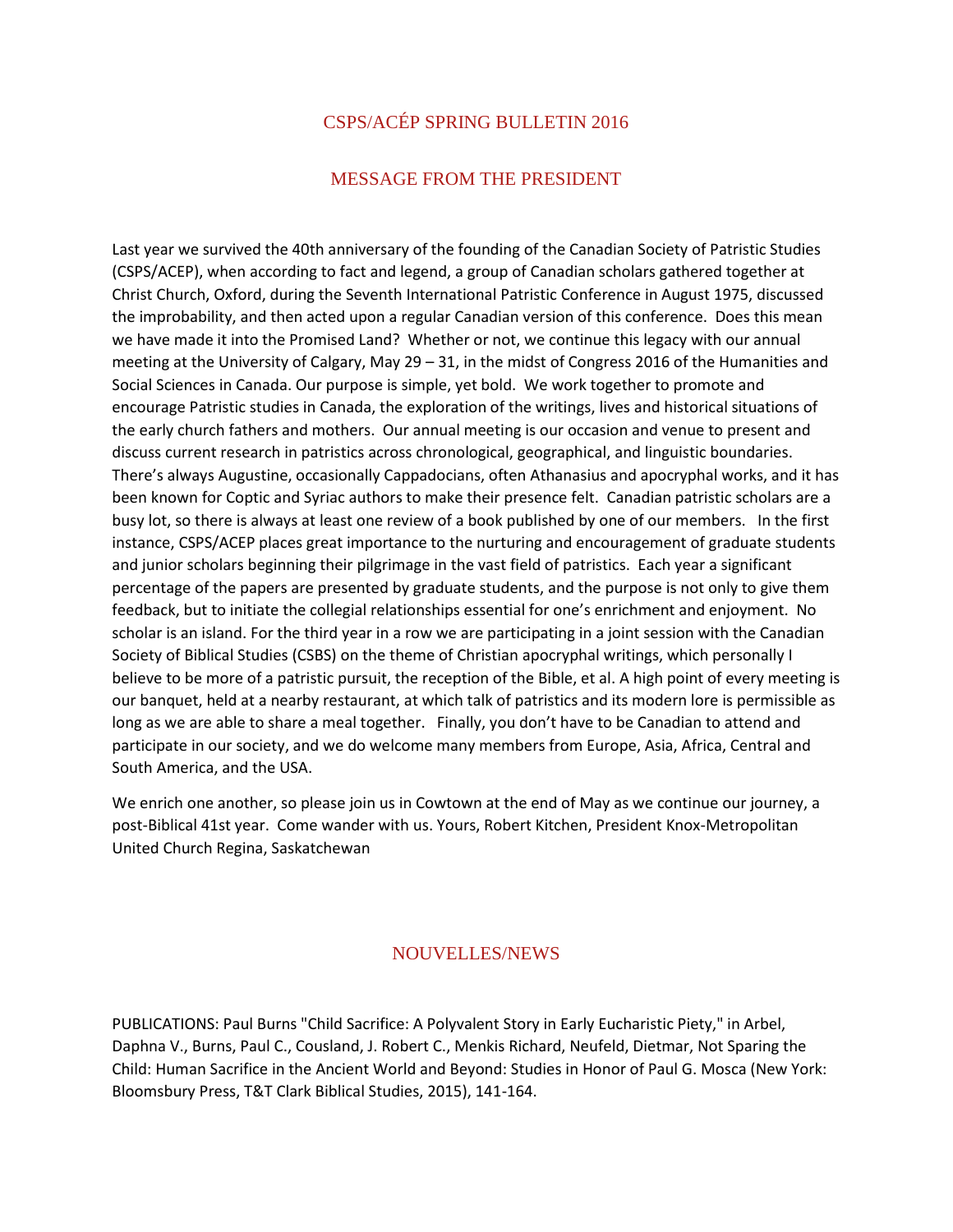# CSPS/ACÉP SPRING BULLETIN 2016

## MESSAGE FROM THE PRESIDENT

Last year we survived the 40th anniversary of the founding of the Canadian Society of Patristic Studies (CSPS/ACEP), when according to fact and legend, a group of Canadian scholars gathered together at Christ Church, Oxford, during the Seventh International Patristic Conference in August 1975, discussed the improbability, and then acted upon a regular Canadian version of this conference. Does this mean we have made it into the Promised Land? Whether or not, we continue this legacy with our annual meeting at the University of Calgary, May 29 – 31, in the midst of Congress 2016 of the Humanities and Social Sciences in Canada. Our purpose is simple, yet bold. We work together to promote and encourage Patristic studies in Canada, the exploration of the writings, lives and historical situations of the early church fathers and mothers. Our annual meeting is our occasion and venue to present and discuss current research in patristics across chronological, geographical, and linguistic boundaries. There's always Augustine, occasionally Cappadocians, often Athanasius and apocryphal works, and it has been known for Coptic and Syriac authors to make their presence felt. Canadian patristic scholars are a busy lot, so there is always at least one review of a book published by one of our members. In the first instance, CSPS/ACEP places great importance to the nurturing and encouragement of graduate students and junior scholars beginning their pilgrimage in the vast field of patristics. Each year a significant percentage of the papers are presented by graduate students, and the purpose is not only to give them feedback, but to initiate the collegial relationships essential for one's enrichment and enjoyment. No scholar is an island. For the third year in a row we are participating in a joint session with the Canadian Society of Biblical Studies (CSBS) on the theme of Christian apocryphal writings, which personally I believe to be more of a patristic pursuit, the reception of the Bible, et al. A high point of every meeting is our banquet, held at a nearby restaurant, at which talk of patristics and its modern lore is permissible as long as we are able to share a meal together. Finally, you don't have to be Canadian to attend and participate in our society, and we do welcome many members from Europe, Asia, Africa, Central and South America, and the USA.

We enrich one another, so please join us in Cowtown at the end of May as we continue our journey, a post-Biblical 41st year. Come wander with us. Yours, Robert Kitchen, President Knox-Metropolitan United Church Regina, Saskatchewan

## NOUVELLES/NEWS

PUBLICATIONS: Paul Burns "Child Sacrifice: A Polyvalent Story in Early Eucharistic Piety," in Arbel, Daphna V., Burns, Paul C., Cousland, J. Robert C., Menkis Richard, Neufeld, Dietmar, Not Sparing the Child: Human Sacrifice in the Ancient World and Beyond: Studies in Honor of Paul G. Mosca (New York: Bloomsbury Press, T&T Clark Biblical Studies, 2015), 141-164.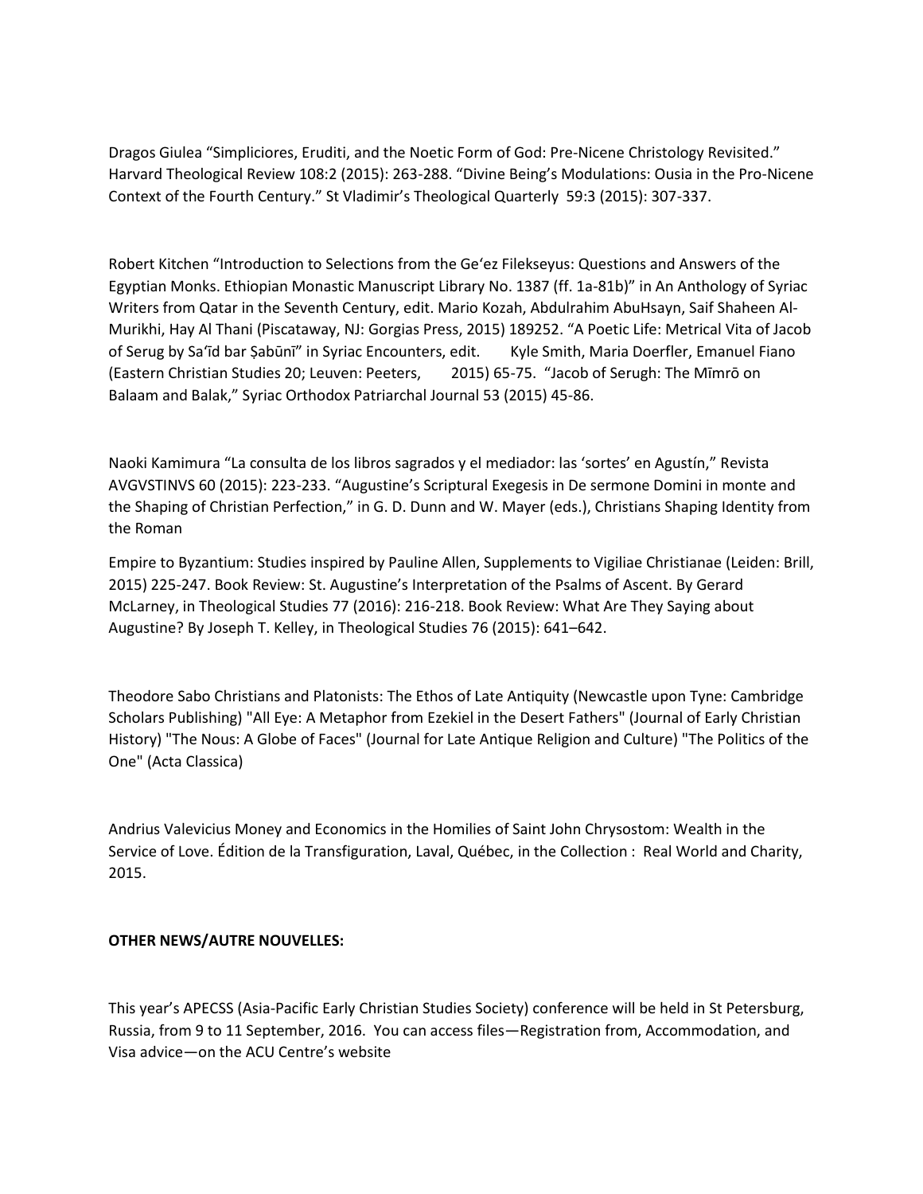Dragos Giulea "Simpliciores, Eruditi, and the Noetic Form of God: Pre-Nicene Christology Revisited." Harvard Theological Review 108:2 (2015): 263-288. "Divine Being's Modulations: Ousia in the Pro-Nicene Context of the Fourth Century." St Vladimir's Theological Quarterly 59:3 (2015): 307-337.

Robert Kitchen "Introduction to Selections from the Ge'ez Filekseyus: Questions and Answers of the Egyptian Monks. Ethiopian Monastic Manuscript Library No. 1387 (ff. 1a-81b)" in An Anthology of Syriac Writers from Qatar in the Seventh Century, edit. Mario Kozah, Abdulrahim AbuHsayn, Saif Shaheen Al-Murikhi, Hay Al Thani (Piscataway, NJ: Gorgias Press, 2015) 189252. "A Poetic Life: Metrical Vita of Jacob of Serug by Sa'īd bar Ṣabūnī" in Syriac Encounters, edit. Kyle Smith, Maria Doerfler, Emanuel Fiano (Eastern Christian Studies 20; Leuven: Peeters, 2015) 65-75. "Jacob of Serugh: The Mīmrō on Balaam and Balak," Syriac Orthodox Patriarchal Journal 53 (2015) 45-86.

Naoki Kamimura "La consulta de los libros sagrados y el mediador: las 'sortes' en Agustín," Revista AVGVSTINVS 60 (2015): 223-233. "Augustine's Scriptural Exegesis in De sermone Domini in monte and the Shaping of Christian Perfection," in G. D. Dunn and W. Mayer (eds.), Christians Shaping Identity from the Roman

Empire to Byzantium: Studies inspired by Pauline Allen, Supplements to Vigiliae Christianae (Leiden: Brill, 2015) 225-247. Book Review: St. Augustine's Interpretation of the Psalms of Ascent. By Gerard McLarney, in Theological Studies 77 (2016): 216-218. Book Review: What Are They Saying about Augustine? By Joseph T. Kelley, in Theological Studies 76 (2015): 641–642.

Theodore Sabo Christians and Platonists: The Ethos of Late Antiquity (Newcastle upon Tyne: Cambridge Scholars Publishing) "All Eye: A Metaphor from Ezekiel in the Desert Fathers" (Journal of Early Christian History) "The Nous: A Globe of Faces" (Journal for Late Antique Religion and Culture) "The Politics of the One" (Acta Classica)

Andrius Valevicius Money and Economics in the Homilies of Saint John Chrysostom: Wealth in the Service of Love. Édition de la Transfiguration, Laval, Québec, in the Collection : Real World and Charity, 2015.

**OTHER NEWS/AUTRE NOUVELLES:**

This year's APECSS (Asia-Pacific Early Christian Studies Society) conference will be held in St Petersburg, Russia, from 9 to 11 September, 2016. You can access files—Registration from, Accommodation, and Visa advice—on the ACU Centre's website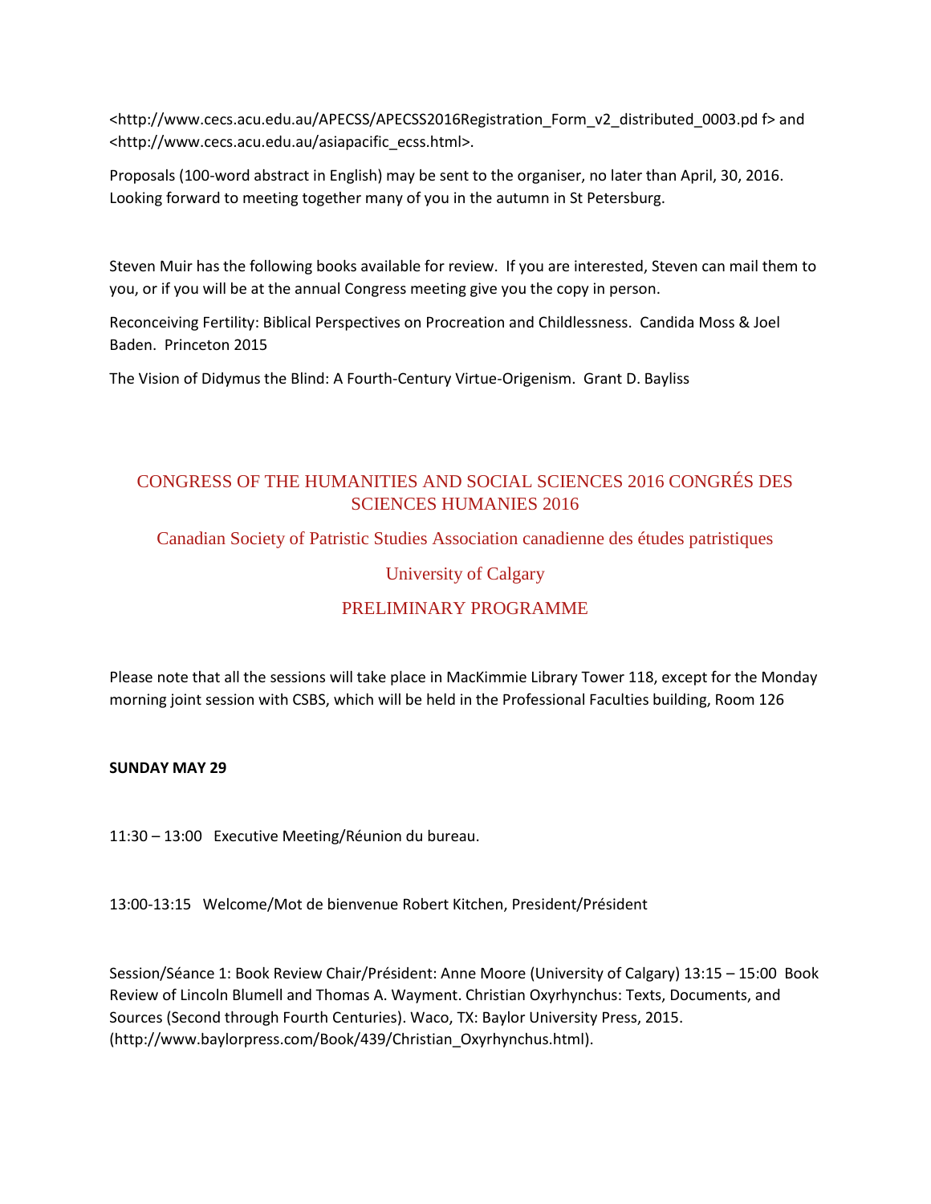<http://www.cecs.acu.edu.au/APECSS/APECSS2016Registration_Form_v2_distributed_0003.pd f> and <http://www.cecs.acu.edu.au/asiapacific_ecss.html>.

Proposals (100-word abstract in English) may be sent to the organiser, no later than April, 30, 2016. Looking forward to meeting together many of you in the autumn in St Petersburg.

Steven Muir has the following books available for review. If you are interested, Steven can mail them to you, or if you will be at the annual Congress meeting give you the copy in person.

Reconceiving Fertility: Biblical Perspectives on Procreation and Childlessness. Candida Moss & Joel Baden. Princeton 2015

The Vision of Didymus the Blind: A Fourth-Century Virtue-Origenism. Grant D. Bayliss

## CONGRESS OF THE HUMANITIES AND SOCIAL SCIENCES 2016 CONGRÉS DES SCIENCES HUMANIES 2016

## Canadian Society of Patristic Studies Association canadienne des études patristiques

## University of Calgary

## PRELIMINARY PROGRAMME

Please note that all the sessions will take place in MacKimmie Library Tower 118, except for the Monday morning joint session with CSBS, which will be held in the Professional Faculties building, Room 126

**SUNDAY MAY 29**

11:30 – 13:00 Executive Meeting/Réunion du bureau.

13:00-13:15 Welcome/Mot de bienvenue Robert Kitchen, President/Président

Session/Séance 1: Book Review Chair/Président: Anne Moore (University of Calgary) 13:15 – 15:00 Book Review of Lincoln Blumell and Thomas A. Wayment. Christian Oxyrhynchus: Texts, Documents, and Sources (Second through Fourth Centuries). Waco, TX: Baylor University Press, 2015. (http://www.baylorpress.com/Book/439/Christian_Oxyrhynchus.html).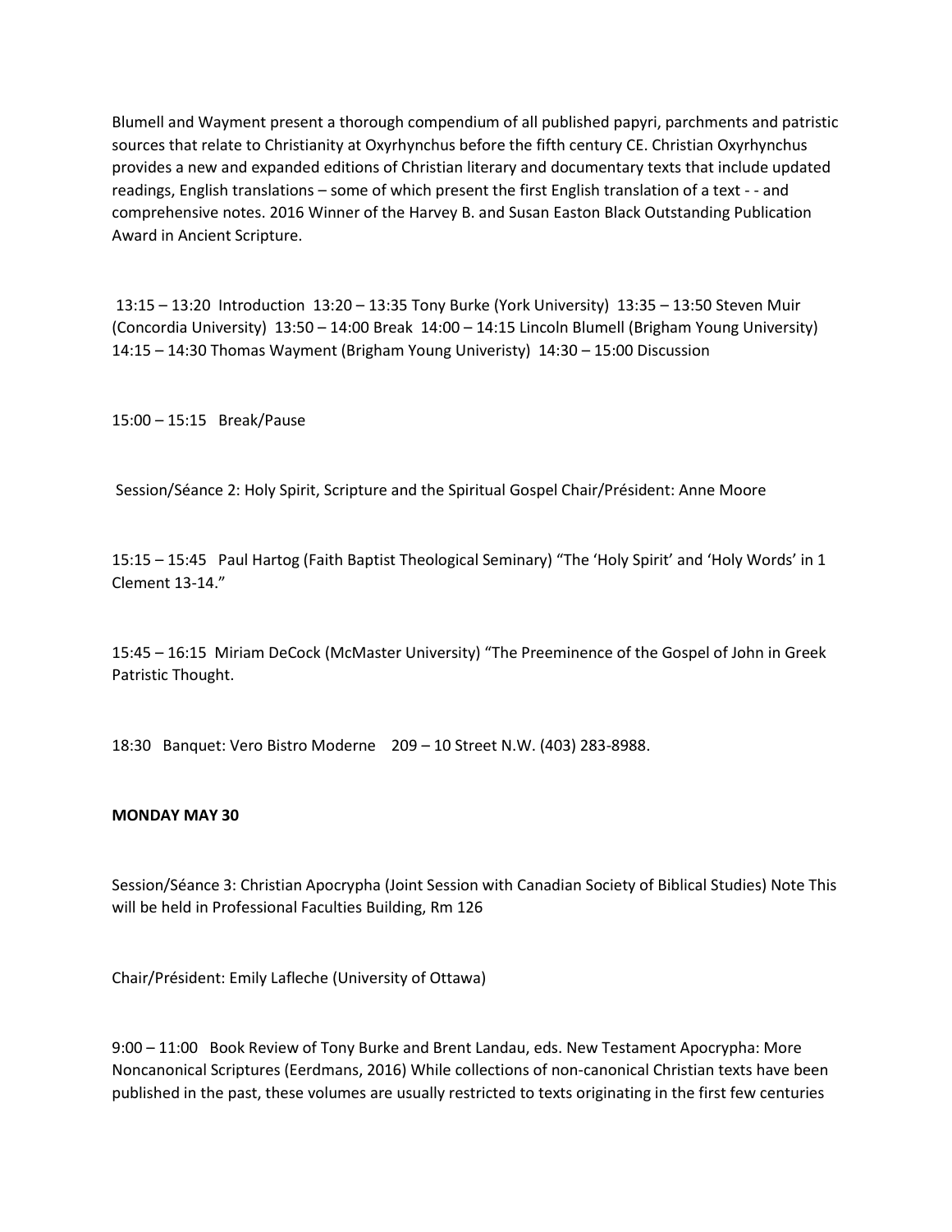Blumell and Wayment present a thorough compendium of all published papyri, parchments and patristic sources that relate to Christianity at Oxyrhynchus before the fifth century CE. Christian Oxyrhynchus provides a new and expanded editions of Christian literary and documentary texts that include updated readings, English translations – some of which present the first English translation of a text - - and comprehensive notes. 2016 Winner of the Harvey B. and Susan Easton Black Outstanding Publication Award in Ancient Scripture.

13:15 – 13:20 Introduction 13:20 – 13:35 Tony Burke (York University) 13:35 – 13:50 Steven Muir (Concordia University) 13:50 – 14:00 Break 14:00 – 14:15 Lincoln Blumell (Brigham Young University) 14:15 – 14:30 Thomas Wayment (Brigham Young Univeristy) 14:30 – 15:00 Discussion

15:00 – 15:15 Break/Pause

Session/Séance 2: Holy Spirit, Scripture and the Spiritual Gospel Chair/Président: Anne Moore

15:15 – 15:45 Paul Hartog (Faith Baptist Theological Seminary) "The 'Holy Spirit' and 'Holy Words' in 1 Clement 13-14."

15:45 – 16:15 Miriam DeCock (McMaster University) "The Preeminence of the Gospel of John in Greek Patristic Thought.

18:30 Banquet: Vero Bistro Moderne 209 – 10 Street N.W. (403) 283-8988.

**MONDAY MAY 30**

Session/Séance 3: Christian Apocrypha (Joint Session with Canadian Society of Biblical Studies) Note This will be held in Professional Faculties Building, Rm 126

Chair/Président: Emily Lafleche (University of Ottawa)

9:00 – 11:00 Book Review of Tony Burke and Brent Landau, eds. New Testament Apocrypha: More Noncanonical Scriptures (Eerdmans, 2016) While collections of non-canonical Christian texts have been published in the past, these volumes are usually restricted to texts originating in the first few centuries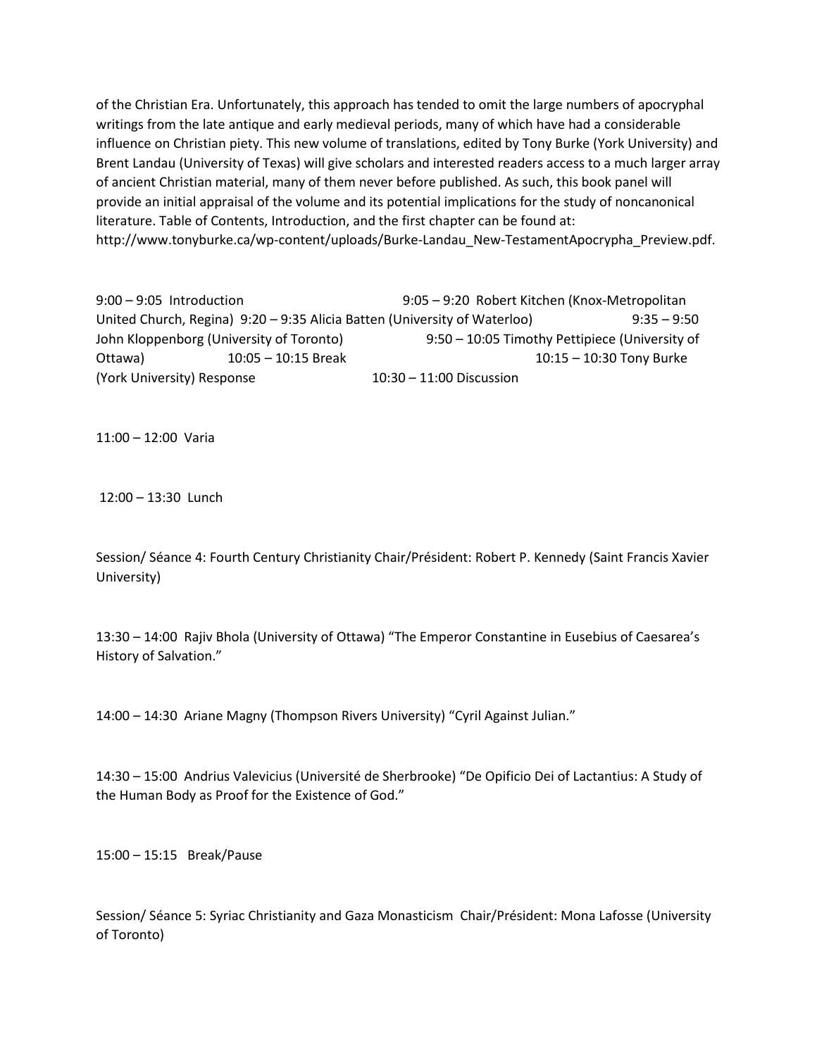of the Christian Era. Unfortunately, this approach has tended to omit the large numbers of apocryphal writings from the late antique and early medieval periods, many of which have had a considerable influence on Christian piety. This new volume of translations, edited by Tony Burke (York University) and Brent Landau (University of Texas) will give scholars and interested readers access to a much larger array of ancient Christian material, many of them never before published. As such, this book panel will provide an initial appraisal of the volume and its potential implications for the study of noncanonical literature. Table of Contents, Introduction, and the first chapter can be found at: http://www.tonyburke.ca/wp-content/uploads/Burke-Landau_New-TestamentApocrypha_Preview.pdf.

9:00 – 9:05 Introduction 9:05 – 9:20 Robert Kitchen (Knox-Metropolitan United Church, Regina) 9:20 – 9:35 Alicia Batten (University of Waterloo) 9:35 – 9:50 John Kloppenborg (University of Toronto) 9:50 – 10:05 Timothy Pettipiece (University of Ottawa) 10:05 – 10:15 Break 10:15 – 10:30 Tony Burke (York University) Response 10:30 – 11:00 Discussion

11:00 – 12:00 Varia

12:00 – 13:30 Lunch

Session/ Séance 4: Fourth Century Christianity Chair/Président: Robert P. Kennedy (Saint Francis Xavier University)

13:30 – 14:00 Rajiv Bhola (University of Ottawa) "The Emperor Constantine in Eusebius of Caesarea's History of Salvation."

14:00 – 14:30 Ariane Magny (Thompson Rivers University) "Cyril Against Julian."

14:30 – 15:00 Andrius Valevicius (Université de Sherbrooke) "De Opificio Dei of Lactantius: A Study of the Human Body as Proof for the Existence of God."

15:00 – 15:15 Break/Pause

Session/ Séance 5: Syriac Christianity and Gaza Monasticism Chair/Président: Mona Lafosse (University of Toronto)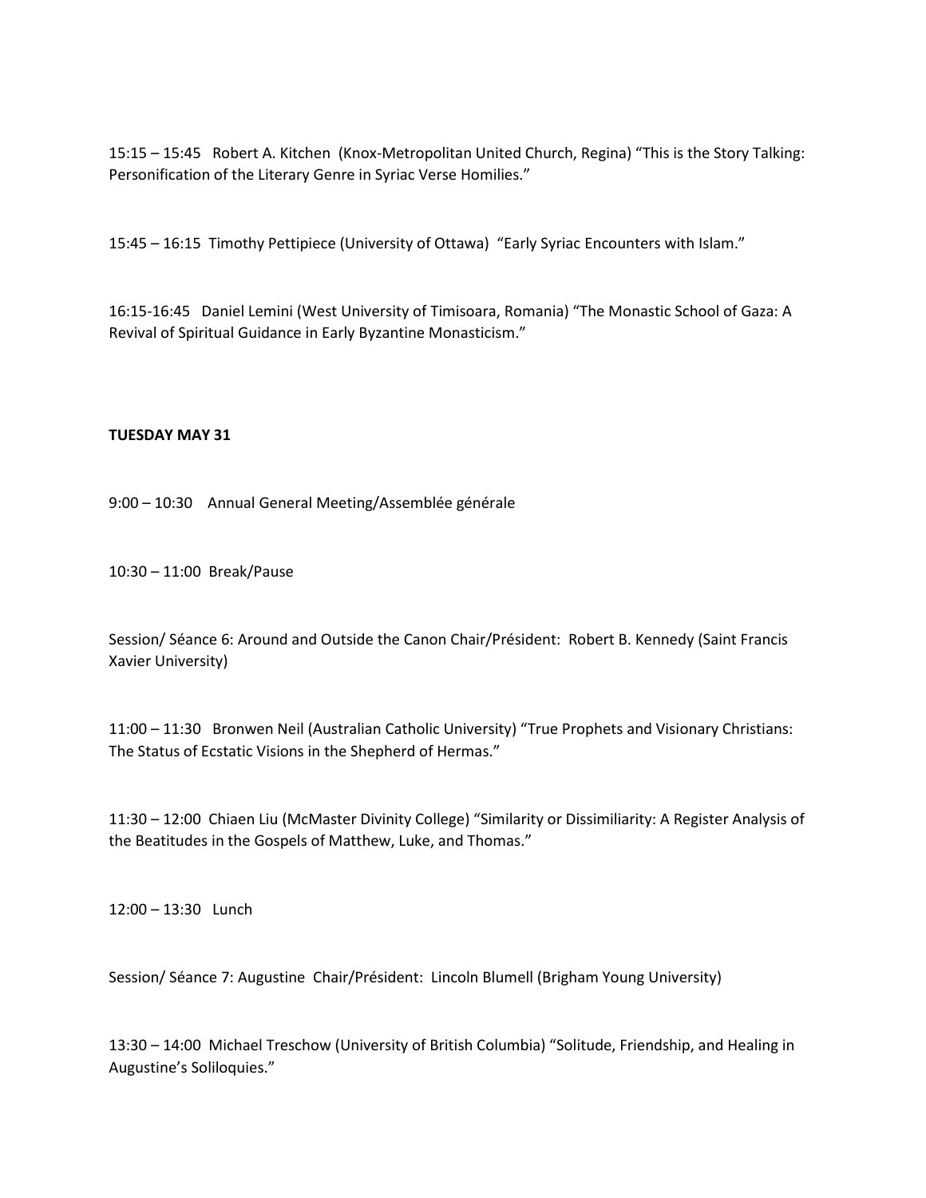15:15 – 15:45 Robert A. Kitchen (Knox-Metropolitan United Church, Regina) “This is the Story Talking: Personification of the Literary Genre in Syriac Verse Homilies.”

15:45 – 16:15 Timothy Pettipiece (University of Ottawa) “Early Syriac Encounters with Islam.”

16:15-16:45 Daniel Lemini (West University of Timisoara, Romania) “The Monastic School of Gaza: A Revival of Spiritual Guidance in Early Byzantine Monasticism.”

**TUESDAY MAY 31**

9:00 – 10:30 Annual General Meeting/Assemblée générale

10:30 – 11:00 Break/Pause

Session/ Séance 6: Around and Outside the Canon Chair/Président: Robert B. Kennedy (Saint Francis Xavier University)

11:00 – 11:30 Bronwen Neil (Australian Catholic University) “True Prophets and Visionary Christians: The Status of Ecstatic Visions in the Shepherd of Hermas.”

11:30 – 12:00 Chiaen Liu (McMaster Divinity College) “Similarity or Dissimiliarity: A Register Analysis of the Beatitudes in the Gospels of Matthew, Luke, and Thomas.”

12:00 – 13:30 Lunch

Session/ Séance 7: Augustine Chair/Président: Lincoln Blumell (Brigham Young University)

13:30 – 14:00 Michael Treschow (University of British Columbia) “Solitude, Friendship, and Healing in Augustine’s Soliloquies.”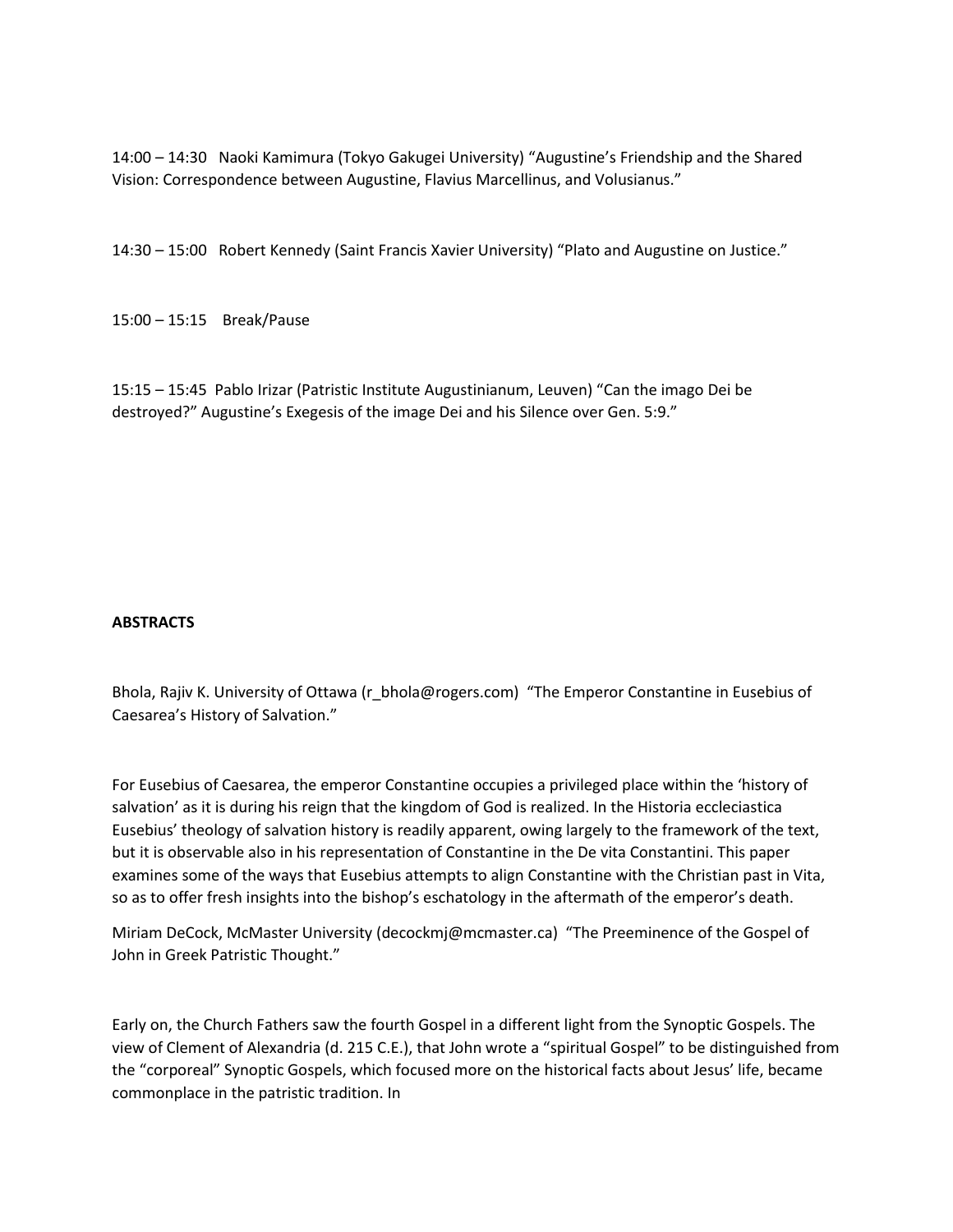14:00 – 14:30 Naoki Kamimura (Tokyo Gakugei University) "Augustine's Friendship and the Shared Vision: Correspondence between Augustine, Flavius Marcellinus, and Volusianus."

14:30 – 15:00 Robert Kennedy (Saint Francis Xavier University) "Plato and Augustine on Justice."

15:00 – 15:15 Break/Pause

15:15 – 15:45 Pablo Irizar (Patristic Institute Augustinianum, Leuven) "Can the imago Dei be destroyed?" Augustine's Exegesis of the image Dei and his Silence over Gen. 5:9."

**ABSTRACTS**

Bhola, Rajiv K. University of Ottawa (r_bhola@rogers.com) "The Emperor Constantine in Eusebius of Caesarea's History of Salvation."

For Eusebius of Caesarea, the emperor Constantine occupies a privileged place within the 'history of salvation' as it is during his reign that the kingdom of God is realized. In the Historia ecclesiastica Eusebius' theology of salvation history is readily apparent, owing largely to the framework of the text, but it is observable also in his representation of Constantine in the De vita Constantini. This paper examines some of the ways that Eusebius attempts to align Constantine with the Christian past in Vita, so as to offer fresh insights into the bishop's eschatology in the aftermath of the emperor's death.

Miriam DeCock, McMaster University (decockmj@mcmaster.ca) "The Preeminence of the Gospel of John in Greek Patristic Thought."

Early on, the Church Fathers saw the fourth Gospel in a different light from the Synoptic Gospels. The view of Clement of Alexandria (d. 215 C.E.), that John wrote a "spiritual Gospel" to be distinguished from the "corporeal" Synoptic Gospels, which focused more on the historical facts about Jesus' life, became commonplace in the patristic tradition. In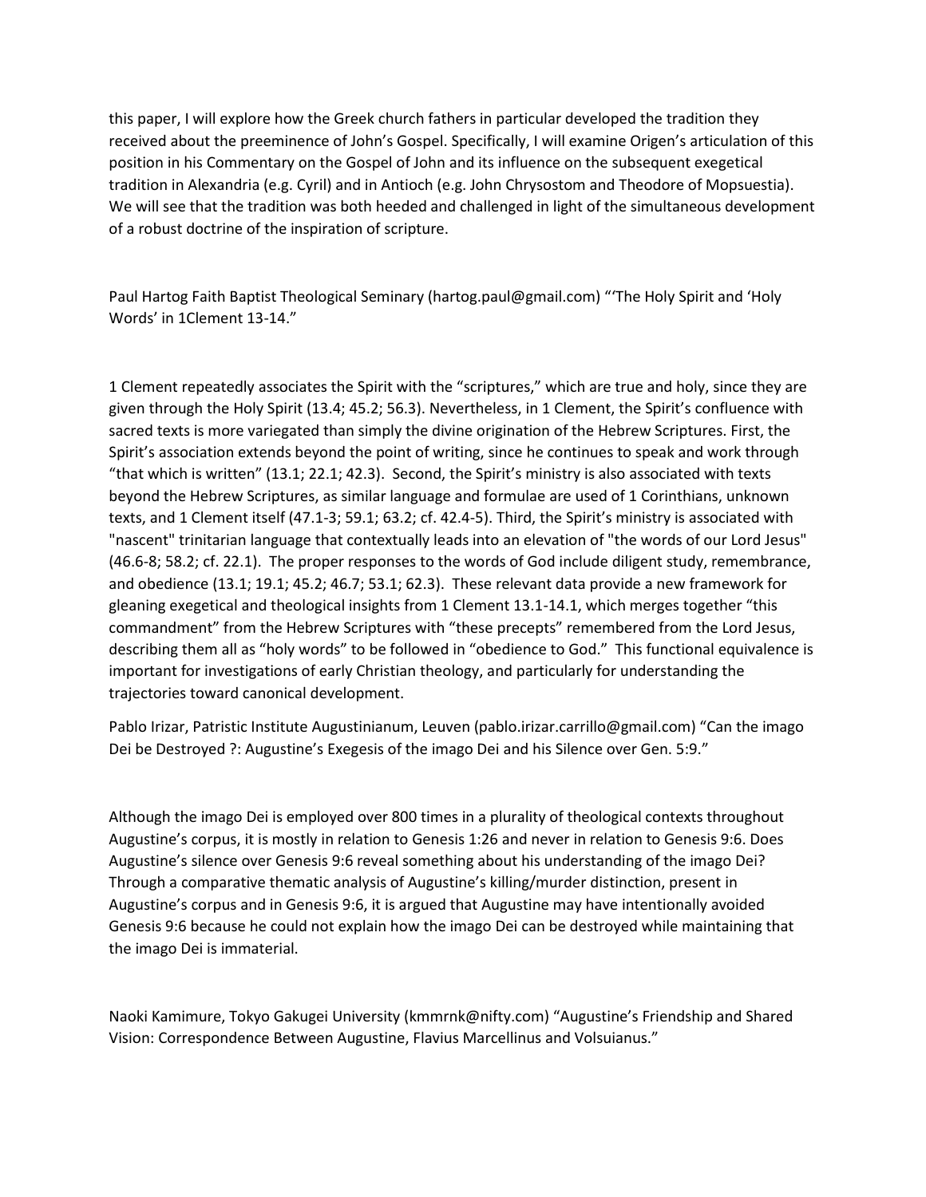this paper, I will explore how the Greek church fathers in particular developed the tradition they received about the preeminence of John's Gospel. Specifically, I will examine Origen's articulation of this position in his Commentary on the Gospel of John and its influence on the subsequent exegetical tradition in Alexandria (e.g. Cyril) and in Antioch (e.g. John Chrysostom and Theodore of Mopsuestia). We will see that the tradition was both heeded and challenged in light of the simultaneous development of a robust doctrine of the inspiration of scripture.

Paul Hartog Faith Baptist Theological Seminary (hartog.paul@gmail.com) "'The Holy Spirit and 'Holy Words' in 1Clement 13-14."

1 Clement repeatedly associates the Spirit with the "scriptures," which are true and holy, since they are given through the Holy Spirit (13.4; 45.2; 56.3). Nevertheless, in 1 Clement, the Spirit's confluence with sacred texts is more variegated than simply the divine origination of the Hebrew Scriptures. First, the Spirit's association extends beyond the point of writing, since he continues to speak and work through "that which is written" (13.1; 22.1; 42.3). Second, the Spirit's ministry is also associated with texts beyond the Hebrew Scriptures, as similar language and formulae are used of 1 Corinthians, unknown texts, and 1 Clement itself (47.1-3; 59.1; 63.2; cf. 42.4-5). Third, the Spirit's ministry is associated with "nascent" trinitarian language that contextually leads into an elevation of "the words of our Lord Jesus" (46.6-8; 58.2; cf. 22.1). The proper responses to the words of God include diligent study, remembrance, and obedience (13.1; 19.1; 45.2; 46.7; 53.1; 62.3). These relevant data provide a new framework for gleaning exegetical and theological insights from 1 Clement 13.1-14.1, which merges together "this commandment" from the Hebrew Scriptures with "these precepts" remembered from the Lord Jesus, describing them all as "holy words" to be followed in "obedience to God." This functional equivalence is important for investigations of early Christian theology, and particularly for understanding the trajectories toward canonical development.

Pablo Irizar, Patristic Institute Augustinianum, Leuven (pablo.irizar.carrillo@gmail.com) "Can the imago Dei be Destroyed ?: Augustine's Exegesis of the imago Dei and his Silence over Gen. 5:9."

Although the imago Dei is employed over 800 times in a plurality of theological contexts throughout Augustine's corpus, it is mostly in relation to Genesis 1:26 and never in relation to Genesis 9:6. Does Augustine's silence over Genesis 9:6 reveal something about his understanding of the imago Dei? Through a comparative thematic analysis of Augustine's killing/murder distinction, present in Augustine's corpus and in Genesis 9:6, it is argued that Augustine may have intentionally avoided Genesis 9:6 because he could not explain how the imago Dei can be destroyed while maintaining that the imago Dei is immaterial.

Naoki Kamimure, Tokyo Gakugei University (kmmrnk@nifty.com) "Augustine's Friendship and Shared Vision: Correspondence Between Augustine, Flavius Marcellinus and Volsuianus."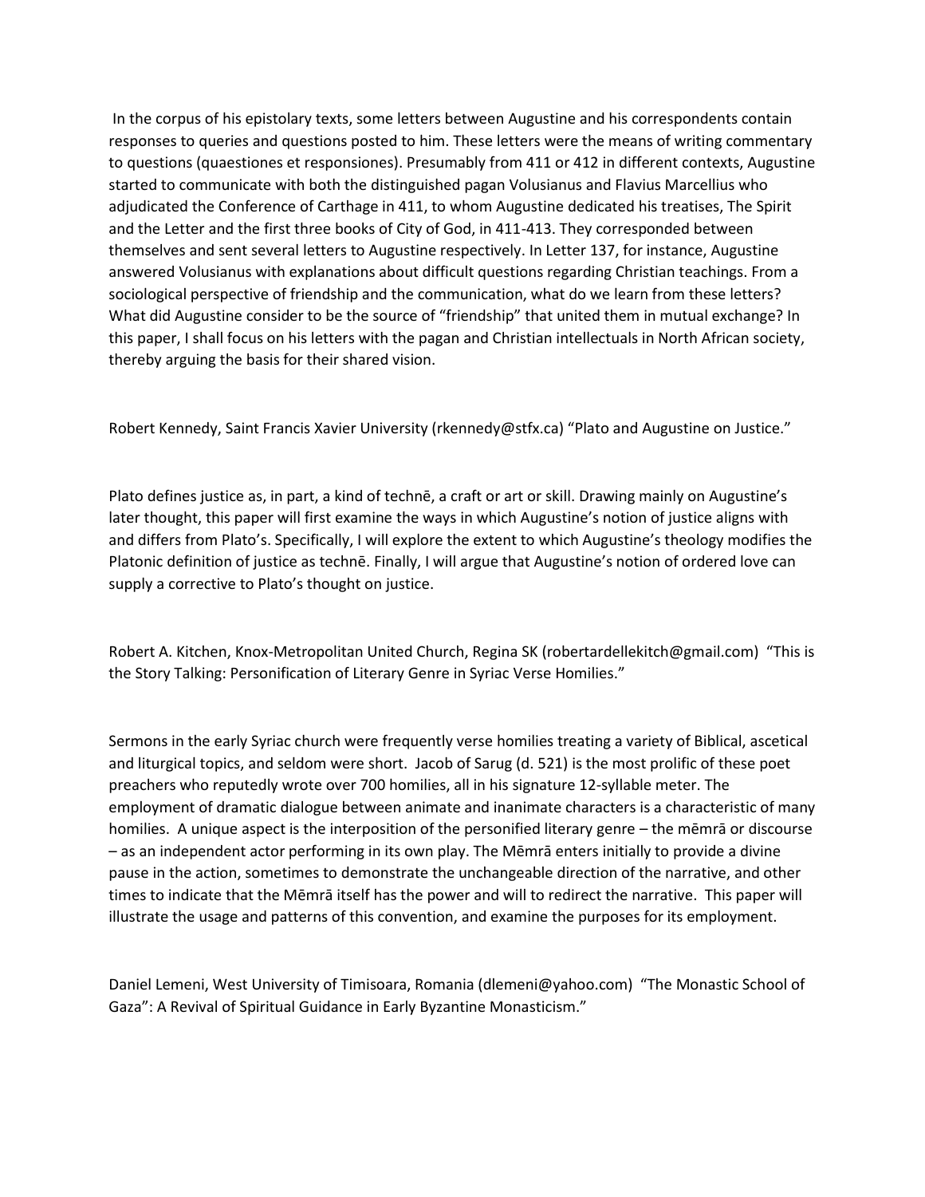In the corpus of his epistolary texts, some letters between Augustine and his correspondents contain responses to queries and questions posted to him. These letters were the means of writing commentary to questions (quaestiones et responsiones). Presumably from 411 or 412 in different contexts, Augustine started to communicate with both the distinguished pagan Volusianus and Flavius Marcellius who adjudicated the Conference of Carthage in 411, to whom Augustine dedicated his treatises, The Spirit and the Letter and the first three books of City of God, in 411-413. They corresponded between themselves and sent several letters to Augustine respectively. In Letter 137, for instance, Augustine answered Volusianus with explanations about difficult questions regarding Christian teachings. From a sociological perspective of friendship and the communication, what do we learn from these letters? What did Augustine consider to be the source of "friendship" that united them in mutual exchange? In this paper, I shall focus on his letters with the pagan and Christian intellectuals in North African society, thereby arguing the basis for their shared vision.

Robert Kennedy, Saint Francis Xavier University (rkennedy@stfx.ca) "Plato and Augustine on Justice."

Plato defines justice as, in part, a kind of technē, a craft or art or skill. Drawing mainly on Augustine's later thought, this paper will first examine the ways in which Augustine's notion of justice aligns with and differs from Plato's. Specifically, I will explore the extent to which Augustine's theology modifies the Platonic definition of justice as technē. Finally, I will argue that Augustine's notion of ordered love can supply a corrective to Plato's thought on justice.

Robert A. Kitchen, Knox-Metropolitan United Church, Regina SK (robertardellekitch@gmail.com) "This is the Story Talking: Personification of Literary Genre in Syriac Verse Homilies."

Sermons in the early Syriac church were frequently verse homilies treating a variety of Biblical, ascetical and liturgical topics, and seldom were short. Jacob of Sarug (d. 521) is the most prolific of these poet preachers who reputedly wrote over 700 homilies, all in his signature 12-syllable meter. The employment of dramatic dialogue between animate and inanimate characters is a characteristic of many homilies. A unique aspect is the interposition of the personified literary genre – the mēmrā or discourse – as an independent actor performing in its own play. The Mēmrā enters initially to provide a divine pause in the action, sometimes to demonstrate the unchangeable direction of the narrative, and other times to indicate that the Mēmrā itself has the power and will to redirect the narrative. This paper will illustrate the usage and patterns of this convention, and examine the purposes for its employment.

Daniel Lemeni, West University of Timisoara, Romania (dlemeni@yahoo.com) "The Monastic School of Gaza": A Revival of Spiritual Guidance in Early Byzantine Monasticism."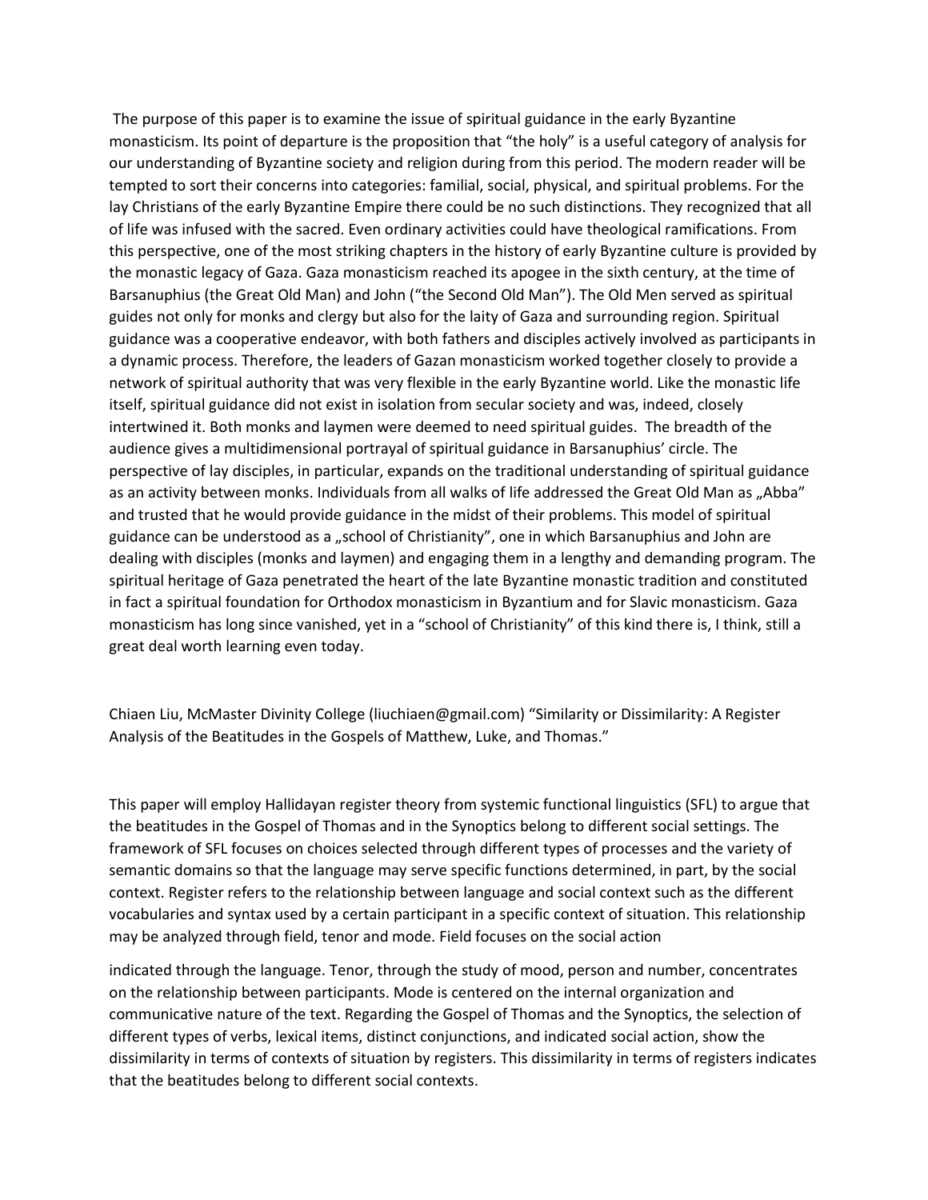The purpose of this paper is to examine the issue of spiritual guidance in the early Byzantine monasticism. Its point of departure is the proposition that "the holy" is a useful category of analysis for our understanding of Byzantine society and religion during from this period. The modern reader will be tempted to sort their concerns into categories: familial, social, physical, and spiritual problems. For the lay Christians of the early Byzantine Empire there could be no such distinctions. They recognized that all of life was infused with the sacred. Even ordinary activities could have theological ramifications. From this perspective, one of the most striking chapters in the history of early Byzantine culture is provided by the monastic legacy of Gaza. Gaza monasticism reached its apogee in the sixth century, at the time of Barsanuphius (the Great Old Man) and John ("the Second Old Man"). The Old Men served as spiritual guides not only for monks and clergy but also for the laity of Gaza and surrounding region. Spiritual guidance was a cooperative endeavor, with both fathers and disciples actively involved as participants in a dynamic process. Therefore, the leaders of Gazan monasticism worked together closely to provide a network of spiritual authority that was very flexible in the early Byzantine world. Like the monastic life itself, spiritual guidance did not exist in isolation from secular society and was, indeed, closely intertwined it. Both monks and laymen were deemed to need spiritual guides. The breadth of the audience gives a multidimensional portrayal of spiritual guidance in Barsanuphius' circle. The perspective of lay disciples, in particular, expands on the traditional understanding of spiritual guidance as an activity between monks. Individuals from all walks of life addressed the Great Old Man as „Abba" and trusted that he would provide guidance in the midst of their problems. This model of spiritual guidance can be understood as a „school of Christianity", one in which Barsanuphius and John are dealing with disciples (monks and laymen) and engaging them in a lengthy and demanding program. The spiritual heritage of Gaza penetrated the heart of the late Byzantine monastic tradition and constituted in fact a spiritual foundation for Orthodox monasticism in Byzantium and for Slavic monasticism. Gaza monasticism has long since vanished, yet in a "school of Christianity" of this kind there is, I think, still a great deal worth learning even today.

Chiaen Liu, McMaster Divinity College (liuchiaen@gmail.com) "Similarity or Dissimilarity: A Register Analysis of the Beatitudes in the Gospels of Matthew, Luke, and Thomas."

This paper will employ Hallidayan register theory from systemic functional linguistics (SFL) to argue that the beatitudes in the Gospel of Thomas and in the Synoptics belong to different social settings. The framework of SFL focuses on choices selected through different types of processes and the variety of semantic domains so that the language may serve specific functions determined, in part, by the social context. Register refers to the relationship between language and social context such as the different vocabularies and syntax used by a certain participant in a specific context of situation. This relationship may be analyzed through field, tenor and mode. Field focuses on the social action indicated through the language. Tenor, through the study of mood, person and number, concentrates on the relationship between participants. Mode is centered on the internal organization and communicative nature of the text. Regarding the Gospel of Thomas and the Synoptics, the selection of different types of verbs, lexical items, distinct conjunctions, and indicated social action, show the dissimilarity in terms of contexts of situation by registers. This dissimilarity in terms of registers indicates that the beatitudes belong to different social contexts.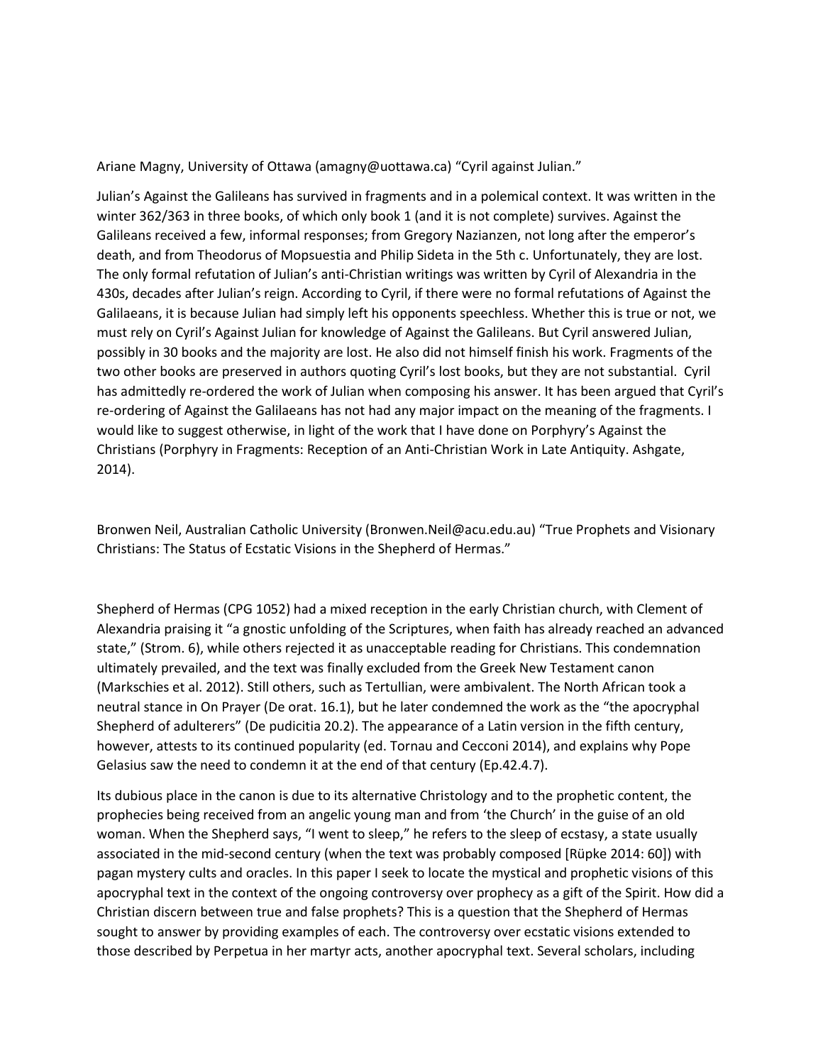Ariane Magny, University of Ottawa (amagny@uottawa.ca) "Cyril against Julian."

Julian's Against the Galileans has survived in fragments and in a polemical context. It was written in the winter 362/363 in three books, of which only book 1 (and it is not complete) survives. Against the Galileans received a few, informal responses; from Gregory Nazianzen, not long after the emperor's death, and from Theodorus of Mopsuestia and Philip Sideta in the 5th c. Unfortunately, they are lost. The only formal refutation of Julian's anti-Christian writings was written by Cyril of Alexandria in the 430s, decades after Julian's reign. According to Cyril, if there were no formal refutations of Against the Galilaeans, it is because Julian had simply left his opponents speechless. Whether this is true or not, we must rely on Cyril's Against Julian for knowledge of Against the Galileans. But Cyril answered Julian, possibly in 30 books and the majority are lost. He also did not himself finish his work. Fragments of the two other books are preserved in authors quoting Cyril's lost books, but they are not substantial. Cyril has admittedly re-ordered the work of Julian when composing his answer. It has been argued that Cyril's re-ordering of Against the Galilaeans has not had any major impact on the meaning of the fragments. I would like to suggest otherwise, in light of the work that I have done on Porphyry's Against the Christians (Porphyry in Fragments: Reception of an Anti-Christian Work in Late Antiquity. Ashgate, 2014).

Bronwen Neil, Australian Catholic University (Bronwen.Neil@acu.edu.au) "True Prophets and Visionary Christians: The Status of Ecstatic Visions in the Shepherd of Hermas."

Shepherd of Hermas (CPG 1052) had a mixed reception in the early Christian church, with Clement of Alexandria praising it "a gnostic unfolding of the Scriptures, when faith has already reached an advanced state," (Strom. 6), while others rejected it as unacceptable reading for Christians. This condemnation ultimately prevailed, and the text was finally excluded from the Greek New Testament canon (Markschies et al. 2012). Still others, such as Tertullian, were ambivalent. The North African took a neutral stance in On Prayer (De orat. 16.1), but he later condemned the work as the "the apocryphal Shepherd of adulterers" (De pudicitia 20.2). The appearance of a Latin version in the fifth century, however, attests to its continued popularity (ed. Tornau and Cecconi 2014), and explains why Pope Gelasius saw the need to condemn it at the end of that century (Ep.42.4.7).

Its dubious place in the canon is due to its alternative Christology and to the prophetic content, the prophecies being received from an angelic young man and from 'the Church' in the guise of an old woman. When the Shepherd says, "I went to sleep," he refers to the sleep of ecstasy, a state usually associated in the mid-second century (when the text was probably composed [Rüpke 2014: 60]) with pagan mystery cults and oracles. In this paper I seek to locate the mystical and prophetic visions of this apocryphal text in the context of the ongoing controversy over prophecy as a gift of the Spirit. How did a Christian discern between true and false prophets? This is a question that the Shepherd of Hermas sought to answer by providing examples of each. The controversy over ecstatic visions extended to those described by Perpetua in her martyr acts, another apocryphal text. Several scholars, including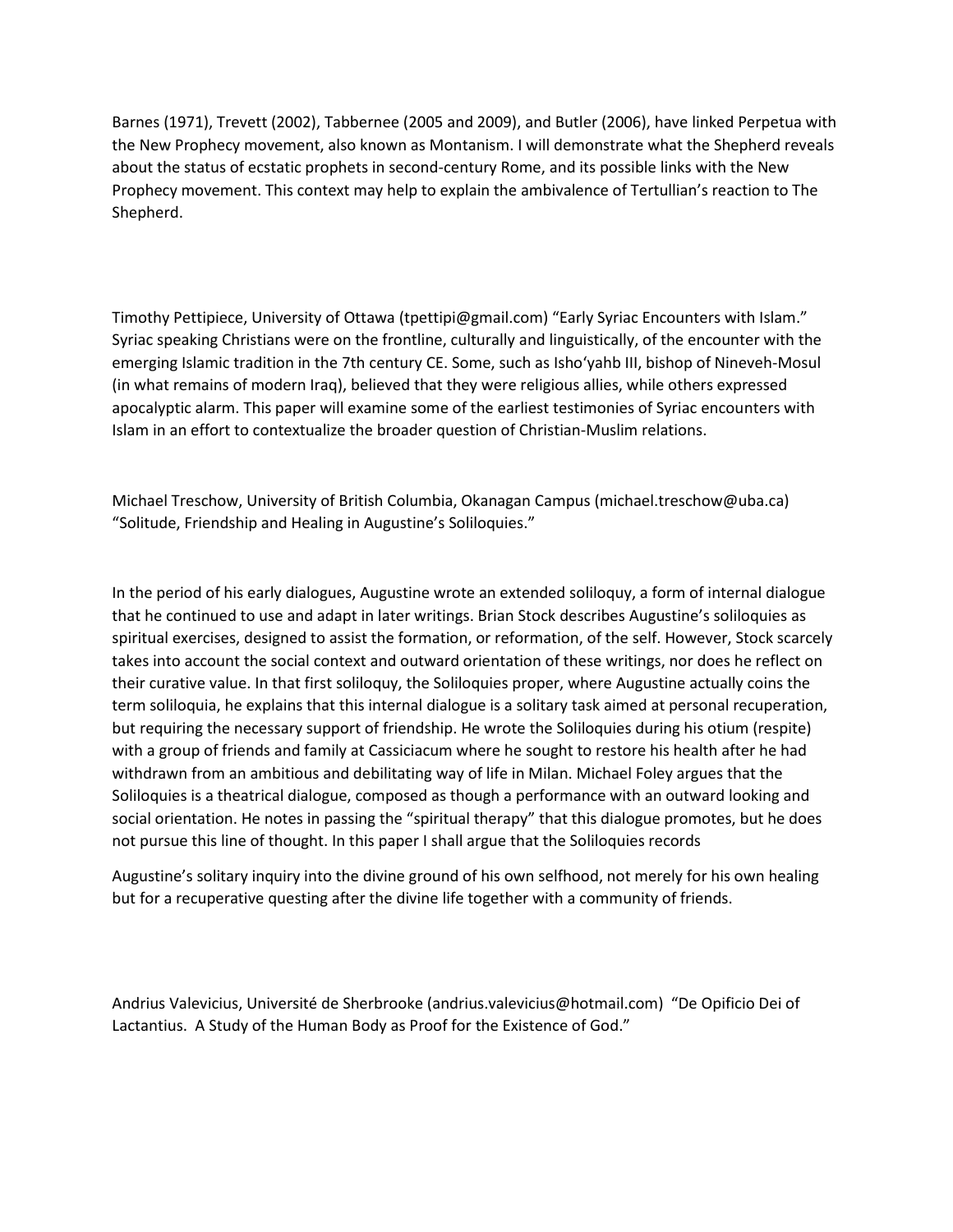Barnes (1971), Trevett (2002), Tabbernee (2005 and 2009), and Butler (2006), have linked Perpetua with the New Prophecy movement, also known as Montanism. I will demonstrate what the Shepherd reveals about the status of ecstatic prophets in second-century Rome, and its possible links with the New Prophecy movement. This context may help to explain the ambivalence of Tertullian's reaction to The Shepherd.

Timothy Pettipiece, University of Ottawa (tpettipi@gmail.com) "Early Syriac Encounters with Islam." Syriac speaking Christians were on the frontline, culturally and linguistically, of the encounter with the emerging Islamic tradition in the 7th century CE. Some, such as Isho'yahb III, bishop of Nineveh-Mosul (in what remains of modern Iraq), believed that they were religious allies, while others expressed apocalyptic alarm. This paper will examine some of the earliest testimonies of Syriac encounters with Islam in an effort to contextualize the broader question of Christian-Muslim relations.

Michael Treschow, University of British Columbia, Okanagan Campus (michael.treschow@uba.ca) "Solitude, Friendship and Healing in Augustine's Soliloquies."

In the period of his early dialogues, Augustine wrote an extended soliloquy, a form of internal dialogue that he continued to use and adapt in later writings. Brian Stock describes Augustine's soliloquies as spiritual exercises, designed to assist the formation, or reformation, of the self. However, Stock scarcely takes into account the social context and outward orientation of these writings, nor does he reflect on their curative value. In that first soliloquy, the Soliloquies proper, where Augustine actually coins the term soliloquia, he explains that this internal dialogue is a solitary task aimed at personal recuperation, but requiring the necessary support of friendship. He wrote the Soliloquies during his otium (respite) with a group of friends and family at Cassiciacum where he sought to restore his health after he had withdrawn from an ambitious and debilitating way of life in Milan. Michael Foley argues that the Soliloquies is a theatrical dialogue, composed as though a performance with an outward looking and social orientation. He notes in passing the "spiritual therapy" that this dialogue promotes, but he does not pursue this line of thought. In this paper I shall argue that the Soliloquies records

Augustine's solitary inquiry into the divine ground of his own selfhood, not merely for his own healing but for a recuperative questing after the divine life together with a community of friends.

Andrius Valevicius, Université de Sherbrooke (andrius.valevicius@hotmail.com) "De Opificio Dei of Lactantius. A Study of the Human Body as Proof for the Existence of God."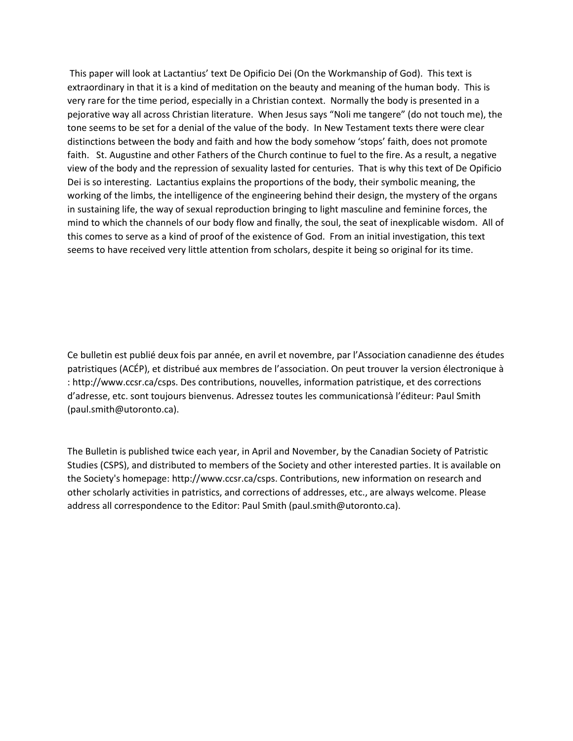This paper will look at Lactantius' text De Opificio Dei (On the Workmanship of God). This text is extraordinary in that it is a kind of meditation on the beauty and meaning of the human body. This is very rare for the time period, especially in a Christian context. Normally the body is presented in a pejorative way all across Christian literature. When Jesus says "Noli me tangere" (do not touch me), the tone seems to be set for a denial of the value of the body. In New Testament texts there were clear distinctions between the body and faith and how the body somehow 'stops' faith, does not promote faith. St. Augustine and other Fathers of the Church continue to fuel to the fire. As a result, a negative view of the body and the repression of sexuality lasted for centuries. That is why this text of De Opificio Dei is so interesting. Lactantius explains the proportions of the body, their symbolic meaning, the working of the limbs, the intelligence of the engineering behind their design, the mystery of the organs in sustaining life, the way of sexual reproduction bringing to light masculine and feminine forces, the mind to which the channels of our body flow and finally, the soul, the seat of inexplicable wisdom. All of this comes to serve as a kind of proof of the existence of God. From an initial investigation, this text seems to have received very little attention from scholars, despite it being so original for its time.

Ce bulletin est publié deux fois par année, en avril et novembre, par l'Association canadienne des études patristiques (ACÉP), et distribué aux membres de l'association. On peut trouver la version électronique à : http://www.ccsr.ca/csps. Des contributions, nouvelles, information patristique, et des corrections d'adresse, etc. sont toujours bienvenus. Adressez toutes les communicationsà l'éditeur: Paul Smith (paul.smith@utoronto.ca).

The Bulletin is published twice each year, in April and November, by the Canadian Society of Patristic Studies (CSPS), and distributed to members of the Society and other interested parties. It is available on the Society's homepage: http://www.ccsr.ca/csps. Contributions, new information on research and other scholarly activities in patristics, and corrections of addresses, etc., are always welcome. Please address all correspondence to the Editor: Paul Smith (paul.smith@utoronto.ca).